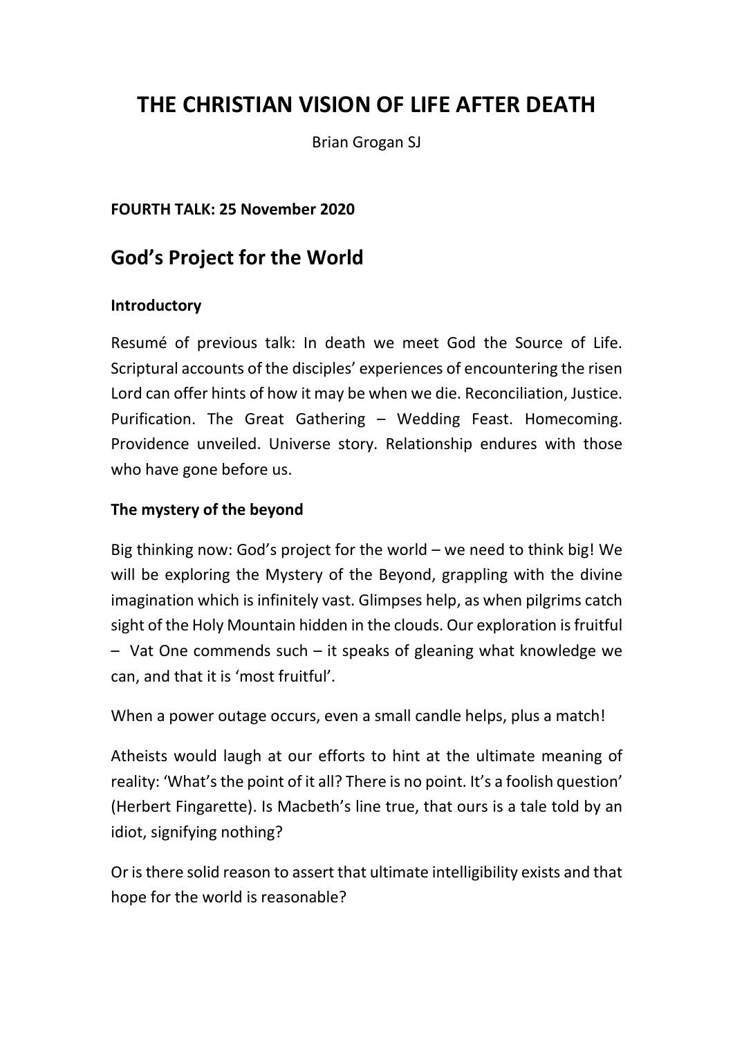# THE CHRISTIAN VISION OF LIFE AFTER DEATH

Brian Grogan SJ

**FOURTH TALK: 25 November 2020**

## God's Project for the World

### Introductory

Resumé of previous talk: In death we meet God the Source of Life. Scriptural accounts of the disciples' experiences of encountering the risen Lord can offer hints of how it may be when we die. Reconciliation, Justice. Purification. The Great Gathering – Wedding Feast. Homecoming. Providence unveiled. Universe story. Relationship endures with those who have gone before us.

### The mystery of the beyond

Big thinking now: God's project for the world – we need to think big! We will be exploring the Mystery of the Beyond, grappling with the divine imagination which is infinitely vast. Glimpses help, as when pilgrims catch sight of the Holy Mountain hidden in the clouds. Our exploration is fruitful – Vat One commends such – it speaks of gleaning what knowledge we can, and that it is 'most fruitful'.

When a power outage occurs, even a small candle helps, plus a match!

Atheists would laugh at our efforts to hint at the ultimate meaning of reality: 'What's the point of it all? There is no point. It's a foolish question' (Herbert Fingarette). Is Macbeth's line true, that ours is a tale told by an idiot, signifying nothing?

Or is there solid reason to assert that ultimate intelligibility exists and that hope for the world is reasonable?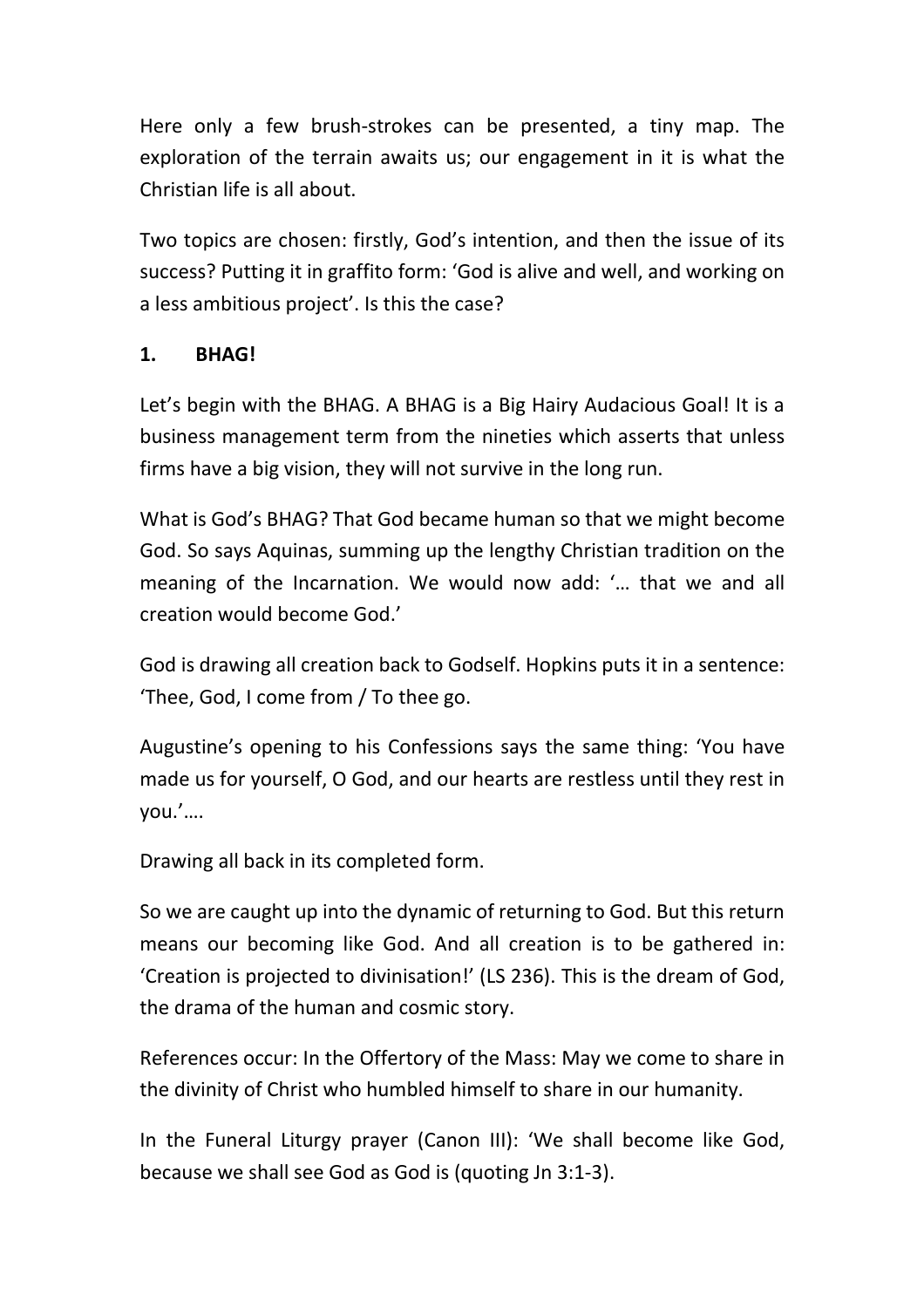Here only a few brush-strokes can be presented, a tiny map. The exploration of the terrain awaits us; our engagement in it is what the Christian life is all about.

Two topics are chosen: firstly, God's intention, and then the issue of its success? Putting it in graffito form: 'God is alive and well, and working on a less ambitious project'. Is this the case?

## 1. BHAG!

Let's begin with the BHAG. A BHAG is a Big Hairy Audacious Goal! It is a business management term from the nineties which asserts that unless firms have a big vision, they will not survive in the long run.

What is God's BHAG? That God became human so that we might become God. So says Aquinas, summing up the lengthy Christian tradition on the meaning of the Incarnation. We would now add: '… that we and all creation would become God.'

God is drawing all creation back to Godself. Hopkins puts it in a sentence: 'Thee, God, I come from / To thee go.

Augustine's opening to his Confessions says the same thing: 'You have made us for yourself, O God, and our hearts are restless until they rest in you.'….

Drawing all back in its completed form.

So we are caught up into the dynamic of returning to God. But this return means our becoming like God. And all creation is to be gathered in: 'Creation is projected to divinisation!' (LS 236). This is the dream of God, the drama of the human and cosmic story.

References occur: In the Offertory of the Mass: May we come to share in the divinity of Christ who humbled himself to share in our humanity.

In the Funeral Liturgy prayer (Canon III): 'We shall become like God, because we shall see God as God is (quoting Jn 3:1-3).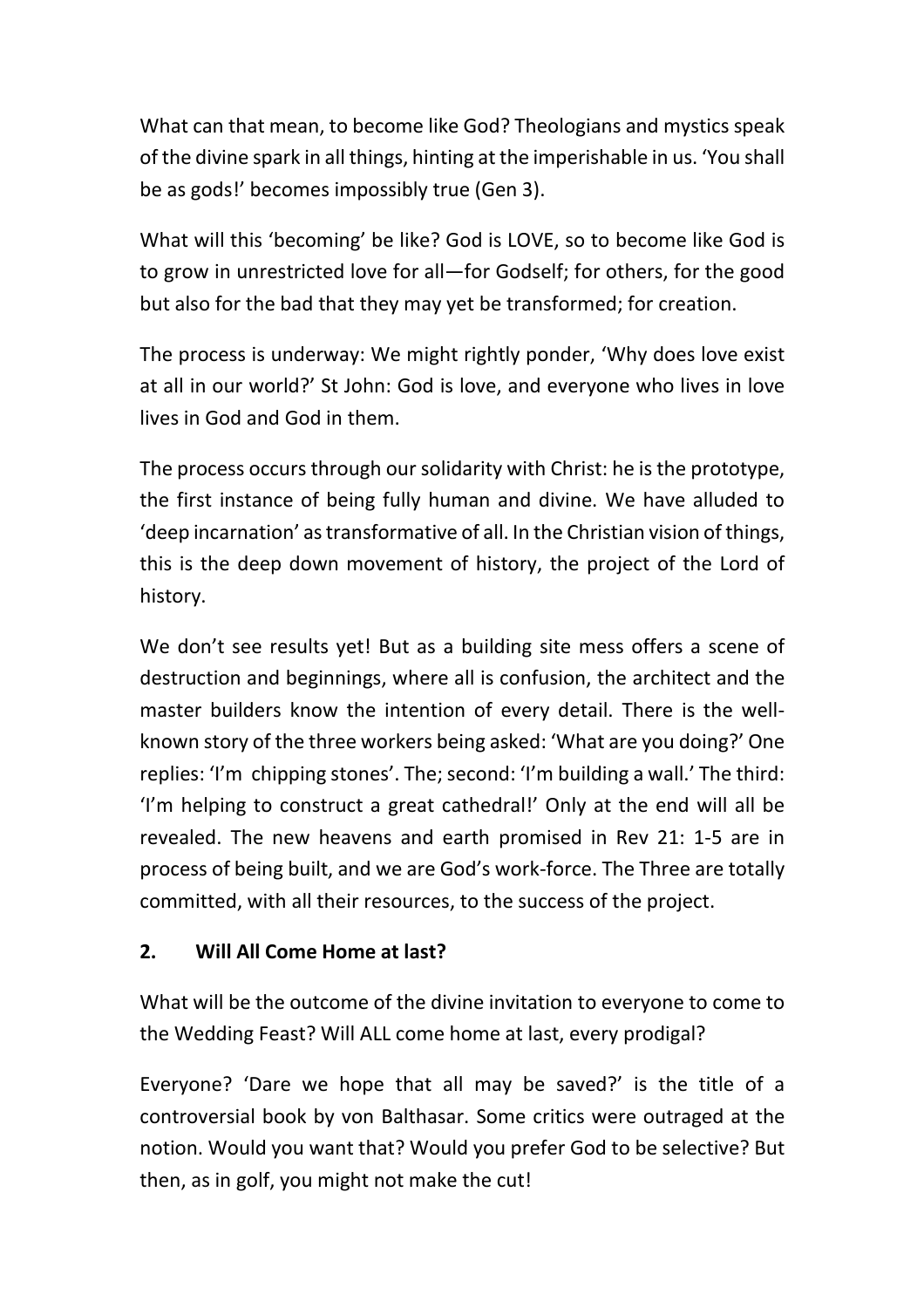What can that mean, to become like God? Theologians and mystics speak of the divine spark in all things, hinting at the imperishable in us. 'You shall be as gods!' becomes impossibly true (Gen 3).

What will this 'becoming' be like? God is LOVE, so to become like God is to grow in unrestricted love for all—for Godself; for others, for the good but also for the bad that they may yet be transformed; for creation.

The process is underway: We might rightly ponder, 'Why does love exist at all in our world?' St John: God is love, and everyone who lives in love lives in God and God in them.

The process occurs through our solidarity with Christ: he is the prototype, the first instance of being fully human and divine. We have alluded to 'deep incarnation' as transformative of all. In the Christian vision of things, this is the deep down movement of history, the project of the Lord of history.

We don't see results yet! But as a building site mess offers a scene of destruction and beginnings, where all is confusion, the architect and the master builders know the intention of every detail. There is the well-known story of the three workers being asked: 'What are you doing?' One replies: 'I'm chipping stones'. The; second: 'I'm building a wall.' The third: 'I'm helping to construct a great cathedral!' Only at the end will all be revealed. The new heavens and earth promised in Rev 21: 1-5 are in process of being built, and we are God's work-force. The Three are totally committed, with all their resources, to the success of the project.

## 2. Will All Come Home at last?

What will be the outcome of the divine invitation to everyone to come to the Wedding Feast? Will ALL come home at last, every prodigal?

Everyone? 'Dare we hope that all may be saved?' is the title of a controversial book by von Balthasar. Some critics were outraged at the notion. Would you want that? Would you prefer God to be selective? But then, as in golf, you might not make the cut!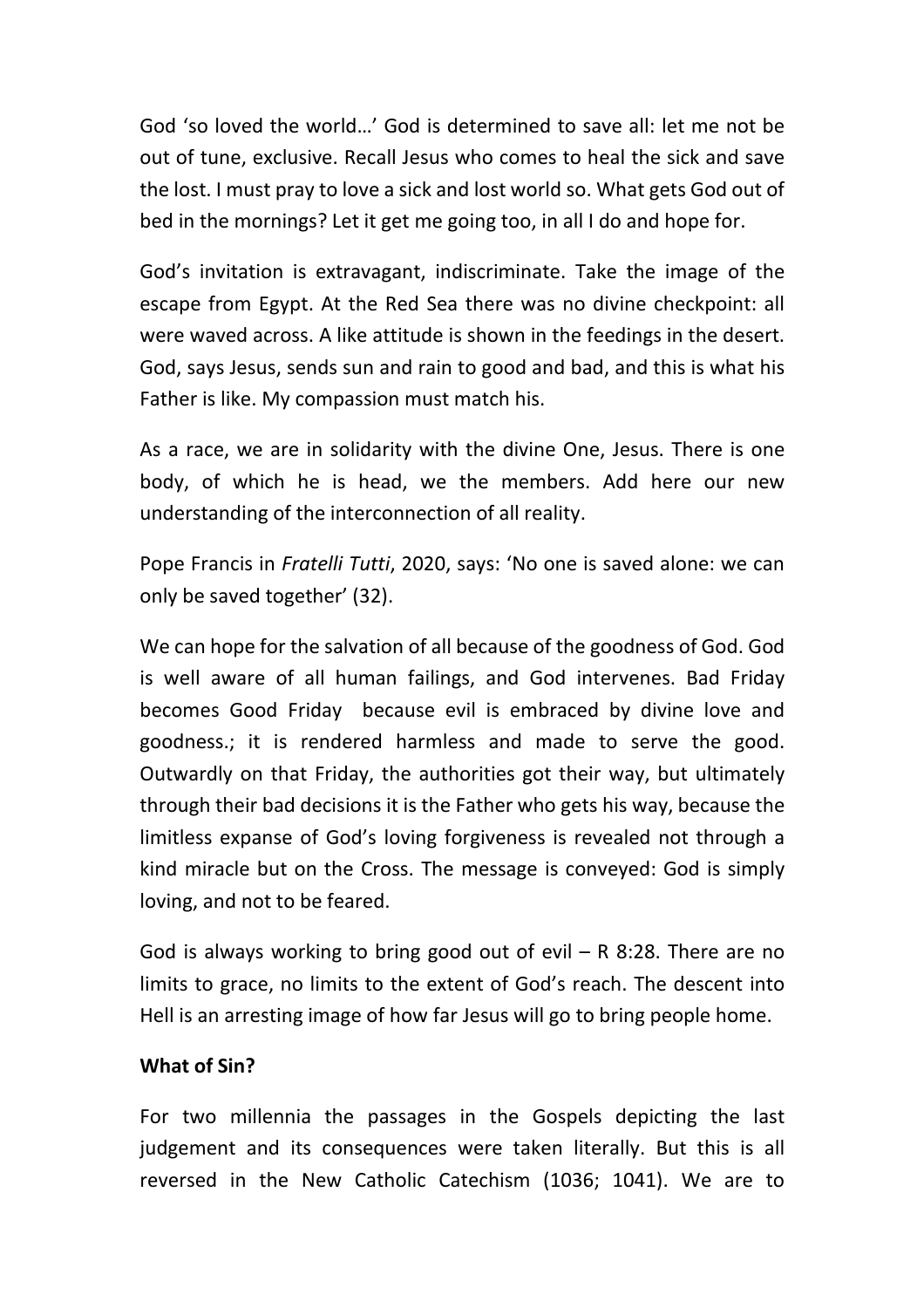God 'so loved the world…' God is determined to save all: let me not be out of tune, exclusive. Recall Jesus who comes to heal the sick and save the lost. I must pray to love a sick and lost world so. What gets God out of bed in the mornings? Let it get me going too, in all I do and hope for.

God's invitation is extravagant, indiscriminate. Take the image of the escape from Egypt. At the Red Sea there was no divine checkpoint: all were waved across. A like attitude is shown in the feedings in the desert. God, says Jesus, sends sun and rain to good and bad, and this is what his Father is like. My compassion must match his.

As a race, we are in solidarity with the divine One, Jesus. There is one body, of which he is head, we the members. Add here our new understanding of the interconnection of all reality.

Pope Francis in *Fratelli Tutti*, 2020, says: 'No one is saved alone: we can only be saved together' (32).

We can hope for the salvation of all because of the goodness of God. God is well aware of all human failings, and God intervenes. Bad Friday becomes Good Friday because evil is embraced by divine love and goodness.; it is rendered harmless and made to serve the good. Outwardly on that Friday, the authorities got their way, but ultimately through their bad decisions it is the Father who gets his way, because the limitless expanse of God's loving forgiveness is revealed not through a kind miracle but on the Cross. The message is conveyed: God is simply loving, and not to be feared.

God is always working to bring good out of evil – R 8:28. There are no limits to grace, no limits to the extent of God's reach. The descent into Hell is an arresting image of how far Jesus will go to bring people home.

**What of Sin?**

For two millennia the passages in the Gospels depicting the last judgement and its consequences were taken literally. But this is all reversed in the New Catholic Catechism (1036; 1041). We are to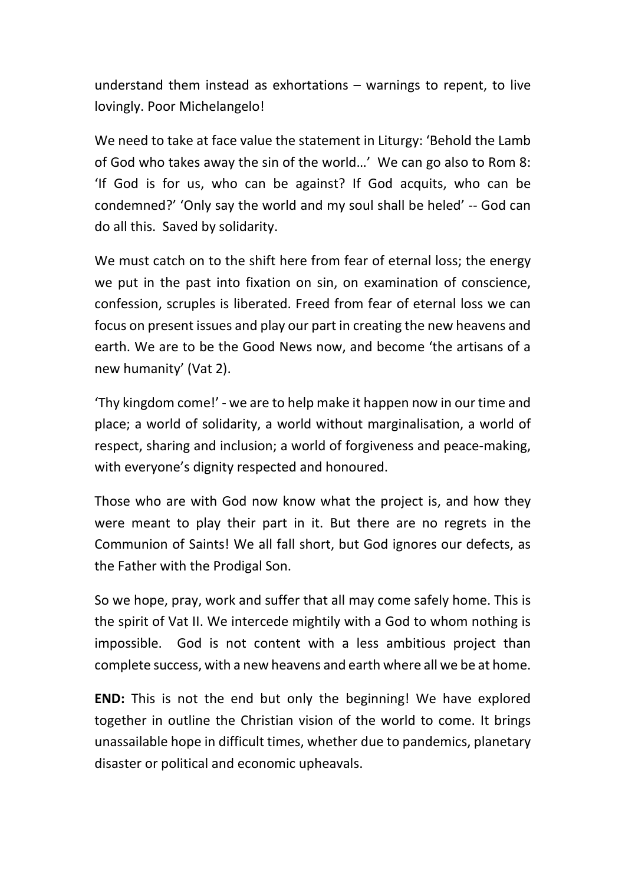understand them instead as exhortations – warnings to repent, to live lovingly. Poor Michelangelo!

We need to take at face value the statement in Liturgy: 'Behold the Lamb of God who takes away the sin of the world…' We can go also to Rom 8: 'If God is for us, who can be against? If God acquits, who can be condemned?' 'Only say the world and my soul shall be heled' -- God can do all this. Saved by solidarity.

We must catch on to the shift here from fear of eternal loss; the energy we put in the past into fixation on sin, on examination of conscience, confession, scruples is liberated. Freed from fear of eternal loss we can focus on present issues and play our part in creating the new heavens and earth. We are to be the Good News now, and become 'the artisans of a new humanity' (Vat 2).

'Thy kingdom come!' - we are to help make it happen now in our time and place; a world of solidarity, a world without marginalisation, a world of respect, sharing and inclusion; a world of forgiveness and peace-making, with everyone's dignity respected and honoured.

Those who are with God now know what the project is, and how they were meant to play their part in it. But there are no regrets in the Communion of Saints! We all fall short, but God ignores our defects, as the Father with the Prodigal Son.

So we hope, pray, work and suffer that all may come safely home. This is the spirit of Vat II. We intercede mightily with a God to whom nothing is impossible. God is not content with a less ambitious project than complete success, with a new heavens and earth where all we be at home.

**END:** This is not the end but only the beginning! We have explored together in outline the Christian vision of the world to come. It brings unassailable hope in difficult times, whether due to pandemics, planetary disaster or political and economic upheavals.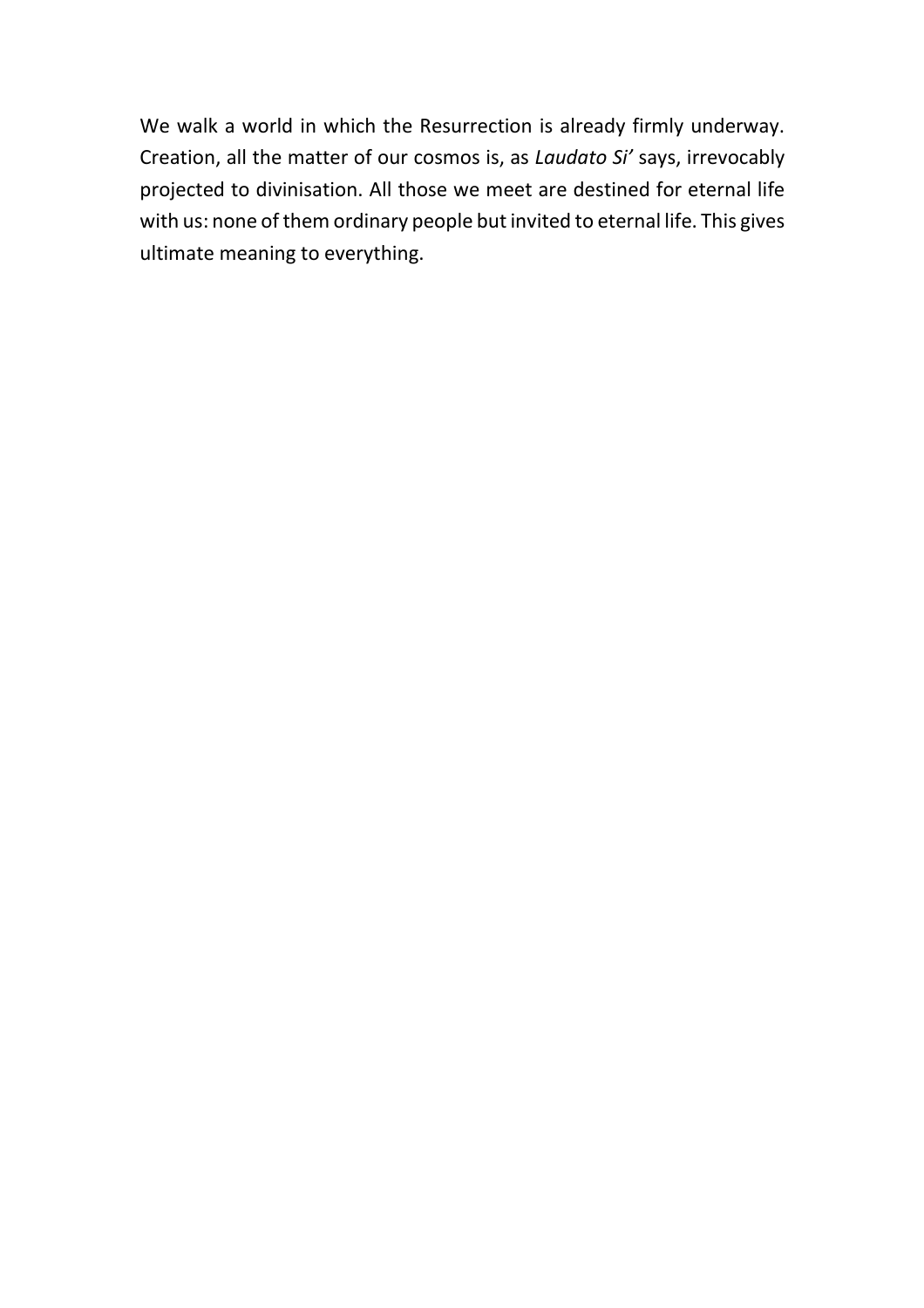We walk a world in which the Resurrection is already firmly underway. Creation, all the matter of our cosmos is, as *Laudato Si'* says, irrevocably projected to divinisation. All those we meet are destined for eternal life with us: none of them ordinary people but invited to eternal life. This gives ultimate meaning to everything.